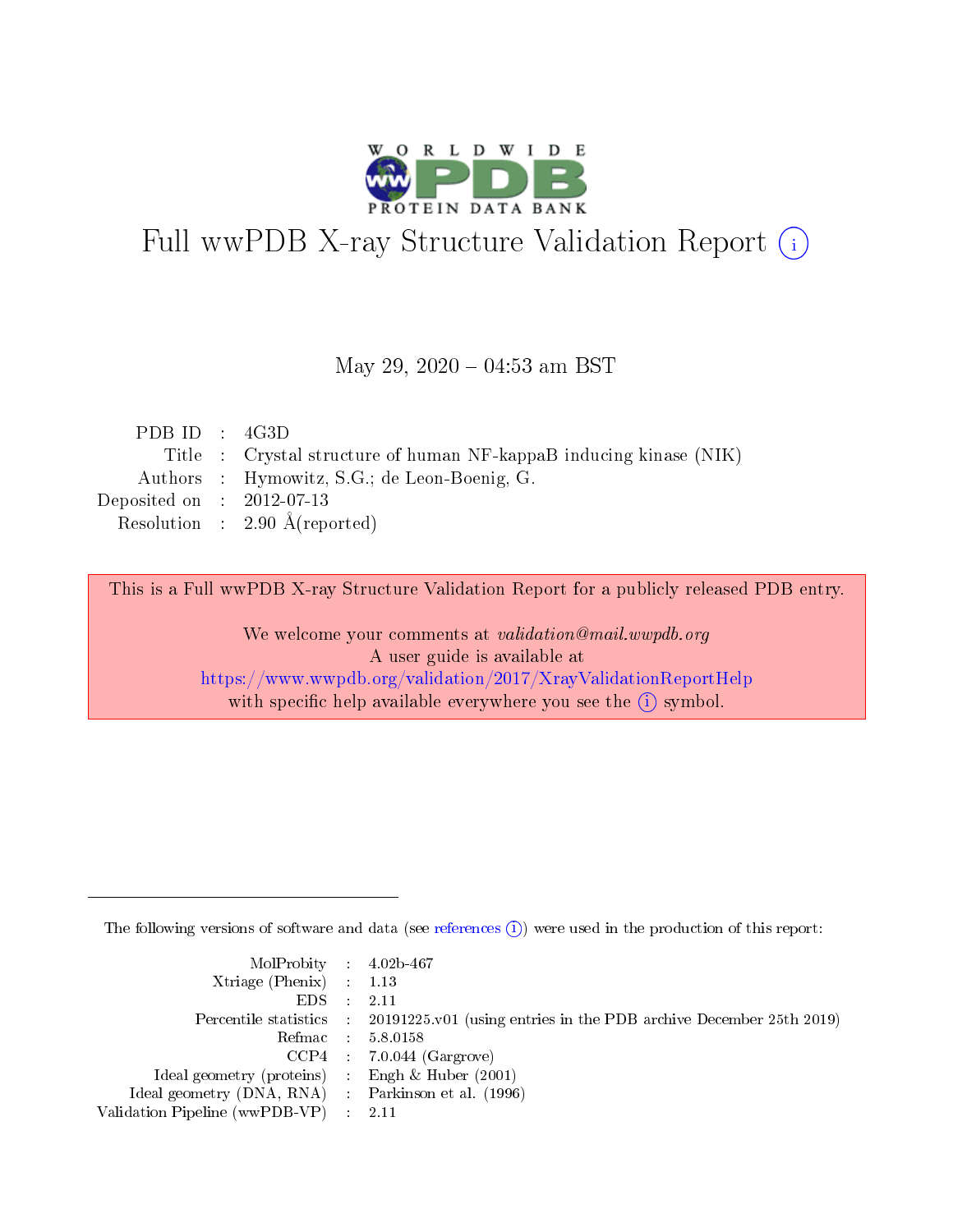# Full wwPDB X-ray Structure Validation Report (i)

May 29, 2020 – 04:53 am BST

| | | |
|---|---|---|
| PDB ID | : | 4G3D |
| Title | : | Crystal structure of human NF-kappaB inducing kinase (NIK) |
| Authors | : | Hymowitz, S.G.; de Leon-Boenig, G. |
| Deposited on | : | 2012-07-13 |
| Resolution | : | 2.90 Å(reported) |

This is a Full wwPDB X-ray Structure Validation Report for a publicly released PDB entry.

We welcome your comments at *validation@mail.wwpdb.org*
A user guide is available at
https://www.wwpdb.org/validation/2017/XrayValidationReportHelp
with specific help available everywhere you see the (i) symbol.

---

The following versions of software and data (see references (i)) were used in the production of this report:

| | | |
|---|---|---|
| MolProbity | : | 4.02b-467 |
| Xtriage (Phenix) | : | 1.13 |
| EDS | : | 2.11 |
| Percentile statistics | : | 20191225.v01 (using entries in the PDB archive December 25th 2019) |
| Refmac | : | 5.8.0158 |
| CCP4 | : | 7.0.044 (Gargrove) |
| Ideal geometry (proteins) | : | Engh & Huber (2001) |
| Ideal geometry (DNA, RNA) | : | Parkinson et al. (1996) |
| Validation Pipeline (wwPDB-VP) | : | 2.11 |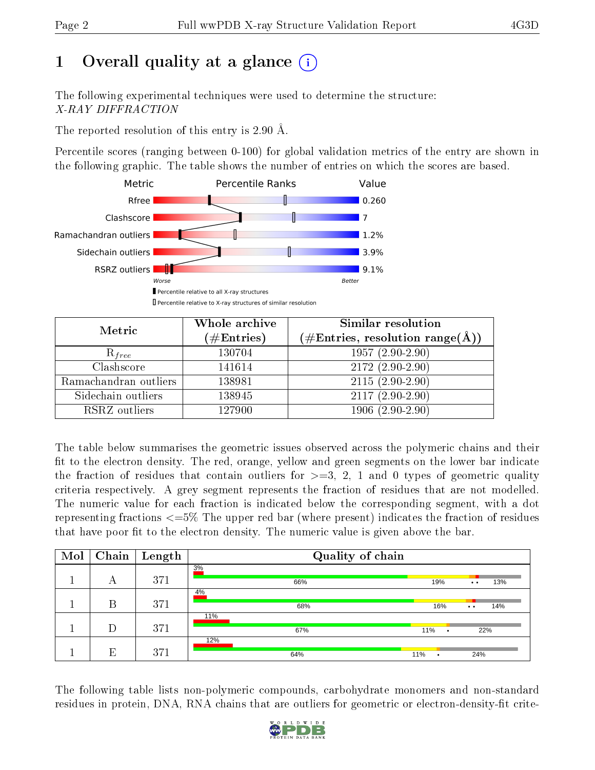# 1 Overall quality at a glance (i)

The following experimental techniques were used to determine the structure:
*X-RAY DIFFRACTION*

The reported resolution of this entry is 2.90 Å.

Percentile scores (ranging between 0-100) for global validation metrics of the entry are shown in the following graphic. The table shows the number of entries on which the scores are based.

| Metric | Value |
|---|---|
| Rfree | 0.260 |
| Clashscore | 7 |
| Ramachandran outliers | 1.2% |
| Sidechain outliers | 3.9% |
| RSRZ outliers | 9.1% |

Worse — Better

▮ Percentile relative to all X-ray structures
▯ Percentile relative to X-ray structures of similar resolution

| Metric | Whole archive (#Entries) | Similar resolution (#Entries, resolution range(Å)) |
|---|---|---|
| $R_{free}$ | 130704 | 1957 (2.90-2.90) |
| Clashscore | 141614 | 2172 (2.90-2.90) |
| Ramachandran outliers | 138981 | 2115 (2.90-2.90) |
| Sidechain outliers | 138945 | 2117 (2.90-2.90) |
| RSRZ outliers | 127900 | 1906 (2.90-2.90) |

The table below summarises the geometric issues observed across the polymeric chains and their fit to the electron density. The red, orange, yellow and green segments on the lower bar indicate the fraction of residues that contain outliers for >=3, 2, 1 and 0 types of geometric quality criteria respectively. A grey segment represents the fraction of residues that are not modelled. The numeric value for each fraction is indicated below the corresponding segment, with a dot representing fractions <=5% The upper red bar (where present) indicates the fraction of residues that have poor fit to the electron density. The numeric value is given above the bar.

| Mol | Chain | Length | Quality of chain |
|---|---|---|---|
| 1 | A | 371 | 3% / 66% 19% •• 13% |
| 1 | B | 371 | 4% / 68% 16% •• 14% |
| 1 | D | 371 | 11% / 67% 11% • 22% |
| 1 | E | 371 | 12% / 64% 11% • 24% |

The following table lists non-polymeric compounds, carbohydrate monomers and non-standard residues in protein, DNA, RNA chains that are outliers for geometric or electron-density-fit crite-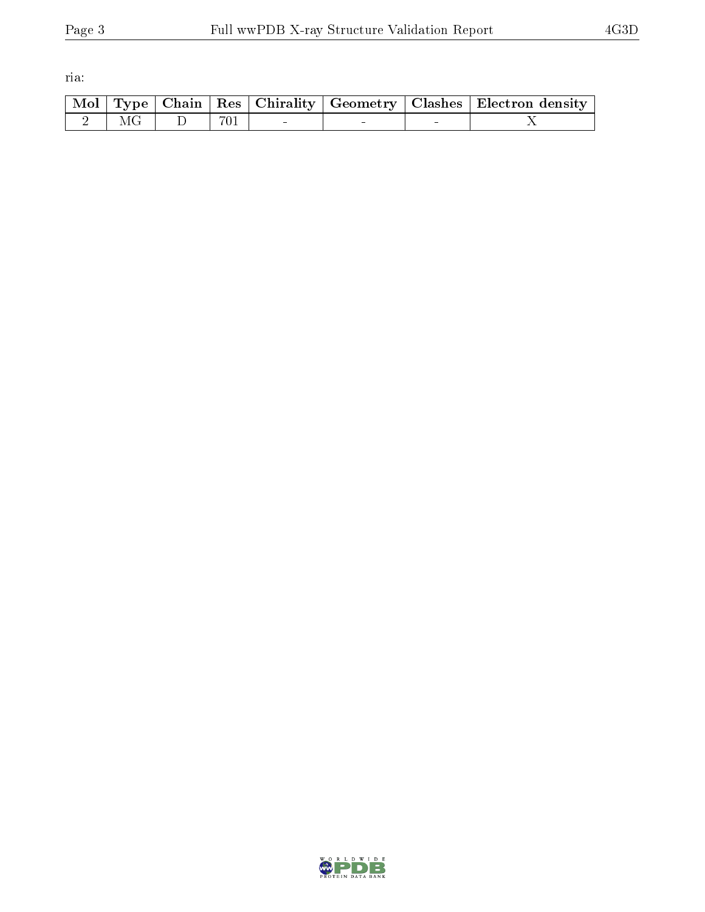ria:

| Mol | Type | Chain | Res | Chirality | Geometry | Clashes | Electron density |
| --- | --- | --- | --- | --- | --- | --- | --- |
| 2 | MG | D | 701 | - | - | - | X |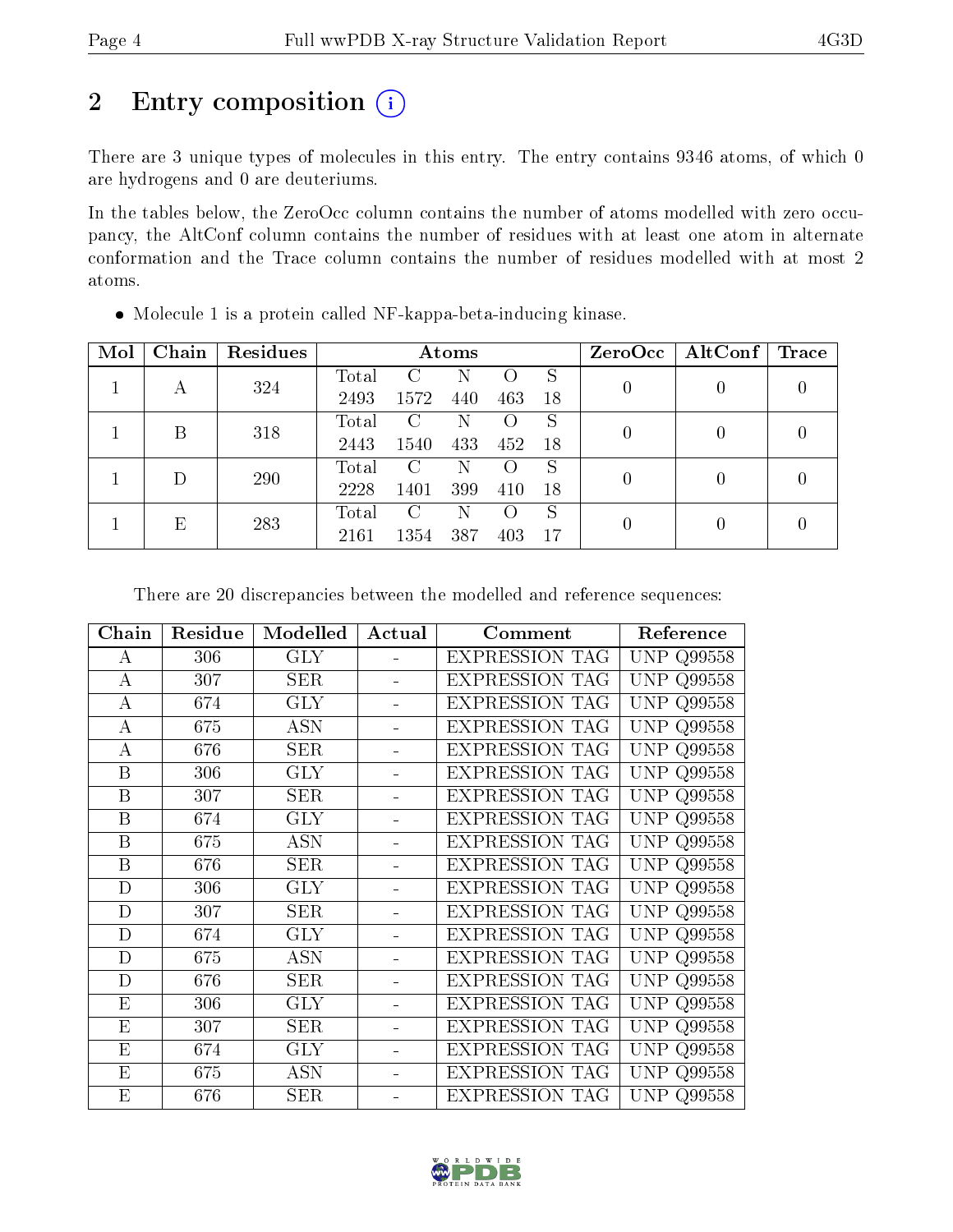# 2 Entry composition

There are 3 unique types of molecules in this entry. The entry contains 9346 atoms, of which 0 are hydrogens and 0 are deuteriums.

In the tables below, the ZeroOcc column contains the number of atoms modelled with zero occupancy, the AltConf column contains the number of residues with at least one atom in alternate conformation and the Trace column contains the number of residues modelled with at most 2 atoms.

- Molecule 1 is a protein called NF-kappa-beta-inducing kinase.

| Mol | Chain | Residues | Atoms | | | | | ZeroOcc | AltConf | Trace |
|---|---|---|---|---|---|---|---|---|---|---|
| 1 | A | 324 | Total 2493 | C 1572 | N 440 | O 463 | S 18 | 0 | 0 | 0 |
| 1 | B | 318 | Total 2443 | C 1540 | N 433 | O 452 | S 18 | 0 | 0 | 0 |
| 1 | D | 290 | Total 2228 | C 1401 | N 399 | O 410 | S 18 | 0 | 0 | 0 |
| 1 | E | 283 | Total 2161 | C 1354 | N 387 | O 403 | S 17 | 0 | 0 | 0 |

There are 20 discrepancies between the modelled and reference sequences:

| Chain | Residue | Modelled | Actual | Comment | Reference |
|---|---|---|---|---|---|
| A | 306 | GLY | - | EXPRESSION TAG | UNP Q99558 |
| A | 307 | SER | - | EXPRESSION TAG | UNP Q99558 |
| A | 674 | GLY | - | EXPRESSION TAG | UNP Q99558 |
| A | 675 | ASN | - | EXPRESSION TAG | UNP Q99558 |
| A | 676 | SER | - | EXPRESSION TAG | UNP Q99558 |
| B | 306 | GLY | - | EXPRESSION TAG | UNP Q99558 |
| B | 307 | SER | - | EXPRESSION TAG | UNP Q99558 |
| B | 674 | GLY | - | EXPRESSION TAG | UNP Q99558 |
| B | 675 | ASN | - | EXPRESSION TAG | UNP Q99558 |
| B | 676 | SER | - | EXPRESSION TAG | UNP Q99558 |
| D | 306 | GLY | - | EXPRESSION TAG | UNP Q99558 |
| D | 307 | SER | - | EXPRESSION TAG | UNP Q99558 |
| D | 674 | GLY | - | EXPRESSION TAG | UNP Q99558 |
| D | 675 | ASN | - | EXPRESSION TAG | UNP Q99558 |
| D | 676 | SER | - | EXPRESSION TAG | UNP Q99558 |
| E | 306 | GLY | - | EXPRESSION TAG | UNP Q99558 |
| E | 307 | SER | - | EXPRESSION TAG | UNP Q99558 |
| E | 674 | GLY | - | EXPRESSION TAG | UNP Q99558 |
| E | 675 | ASN | - | EXPRESSION TAG | UNP Q99558 |
| E | 676 | SER | - | EXPRESSION TAG | UNP Q99558 |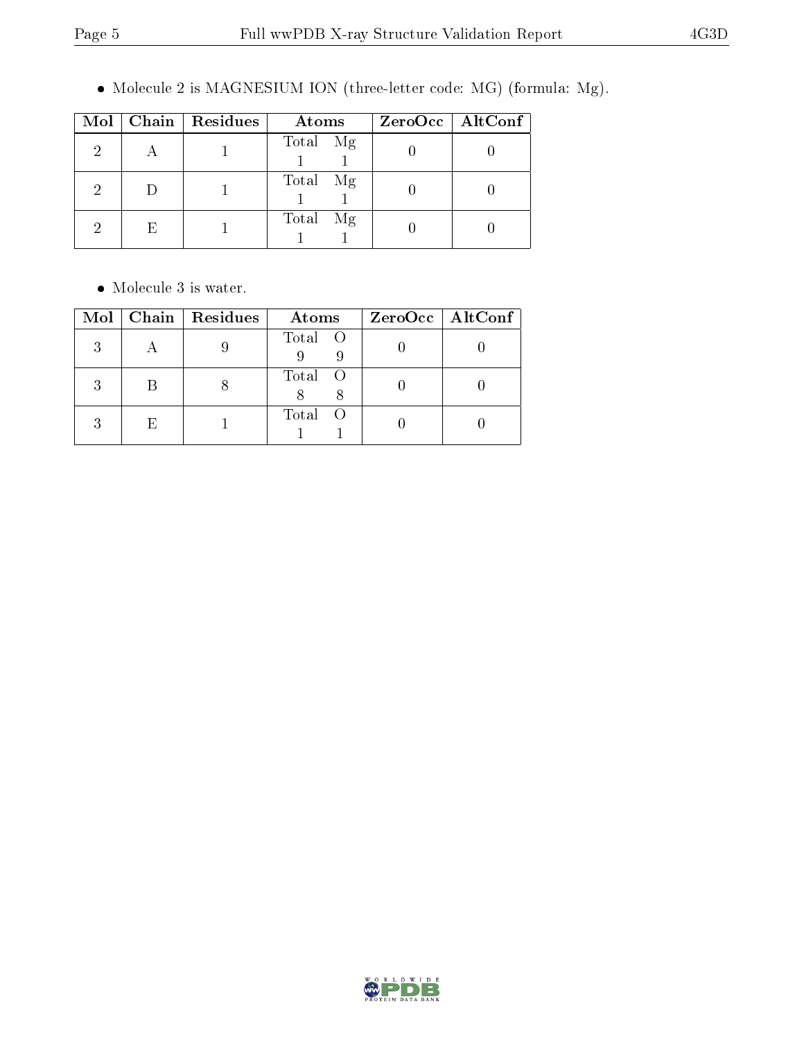- Molecule 2 is MAGNESIUM ION (three-letter code: MG) (formula: Mg).

| Mol | Chain | Residues | Atoms | ZeroOcc | AltConf |
|---|---|---|---|---|---|
| 2 | A | 1 | Total Mg<br>1 1 | 0 | 0 |
| 2 | D | 1 | Total Mg<br>1 1 | 0 | 0 |
| 2 | E | 1 | Total Mg<br>1 1 | 0 | 0 |

- Molecule 3 is water.

| Mol | Chain | Residues | Atoms | ZeroOcc | AltConf |
|---|---|---|---|---|---|
| 3 | A | 9 | Total O<br>9 9 | 0 | 0 |
| 3 | B | 8 | Total O<br>8 8 | 0 | 0 |
| 3 | E | 1 | Total O<br>1 1 | 0 | 0 |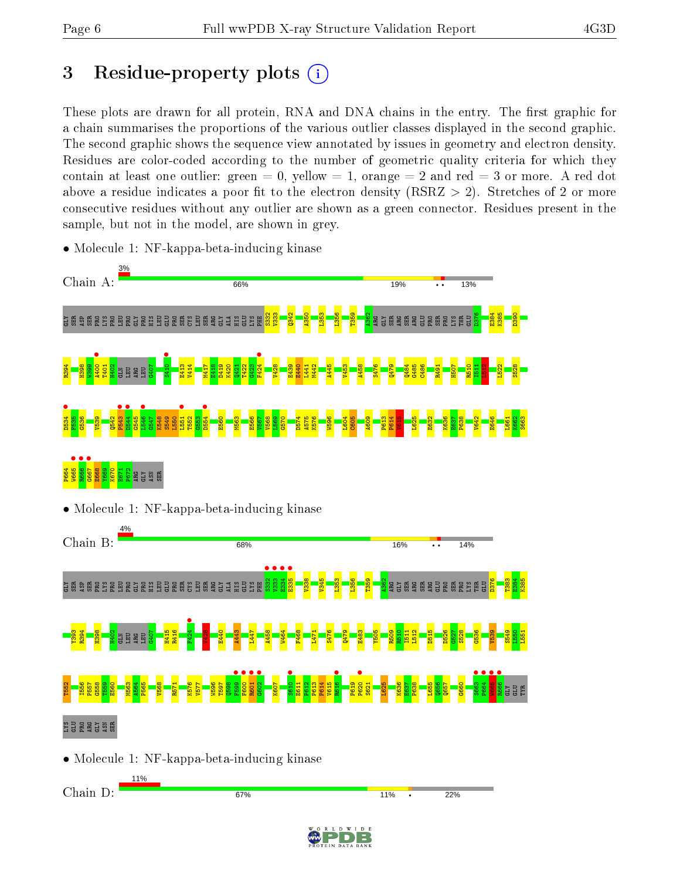# 3 Residue-property plots

These plots are drawn for all protein, RNA and DNA chains in the entry. The first graphic for a chain summarises the proportions of the various outlier classes displayed in the second graphic. The second graphic shows the sequence view annotated by issues in geometry and electron density. Residues are color-coded according to the number of geometric quality criteria for which they contain at least one outlier: green = 0, yellow = 1, orange = 2 and red = 3 or more. A red dot above a residue indicates a poor fit to the electron density (RSRZ > 2). Stretches of 2 or more consecutive residues without any outlier are shown as a green connector. Residues present in the sample, but not in the model, are shown in grey.

- Molecule 1: NF-kappa-beta-inducing kinase

Chain A: 3% | 66% | 19% | •• | 13%

GLY SER ASP SER PRO LYS PRO LEU PRO GLY PRO HIS LEU GLU PRO SER CYS LEU SER ARG GLY ALA HIS GLU LYS PHE S332 V333 Q342 A350 L353 L356 T359 A362 ARG GLY SER ARG SER ARG GLU PRO SER PRO LYS THR GLU D376 E384 K385 D390

R394 H398 S399 A400 T401 H402 GLN LEU ARG LEU G407 S410 E413 V414 M417 E418 D419 K420 Q421 T422 G423 F424 V428 E439 E440 L441 M442 A445 V453 A458 S476 Q479 Q484 G485 C486 R491 H507 R510 I511 L512 L522 S528

D534 F535 G536 V539 Q542 P543 D544 G545 L546 G547 K548 S549 L550 L551 T552 G553 D554 E560 M563 E566 V567 V568 L569 G570 D574 A575 K576 W596 L604 C605 A609 P613 P614 V615 L625 E632 K636 E637 P638 V642 E646 L661 K662 S663

P664 W665 R666 G667 E668 V669 K670 E671 P672 ARG GLY ASN SER

- Molecule 1: NF-kappa-beta-inducing kinase

Chain B: 4% | 68% | 16% | •• | 14%

GLY SER ASP SER PRO LYS PRO LEU PRO GLY PRO HIS LEU GLU PRO SER CYS LEU SER ARG GLY ALA HIS GLU LYS PHE S332 V333 E334 E335 V338 V345 L353 L356 T359 A362 ARG GLY SER ARG SER ARG GLU PRO SER PRO LYS THR GLU D376 T383 E384 K385

Y393 R394 H398 H402 GLN LEU ARG LEU G407 H415 R416 F424 V428 E440 A443 L447 A458 W464 F468 L471 S476 Q479 E483 Y505 R509 R510 I511 L512 D515 D526 G527 S528 G536 V539 S549 L550 L551

T552 I556 P557 G558 T559 E560 M563 A564 P565 V568 R571 K576 V577 W596 T597 Q598 F599 F600 R601 G602 K607 S610 E611 P612 P613 P614 V615 K616 P619 P620 S621 L625 K636 E637 P638 L655 Q656 Q657 G660 S663 P664 W665 R666 GLY GLU TYR

LYS GLU PRO ARG GLY ASN SER

- Molecule 1: NF-kappa-beta-inducing kinase

Chain D: 11% | 67% | 11% | • | 22%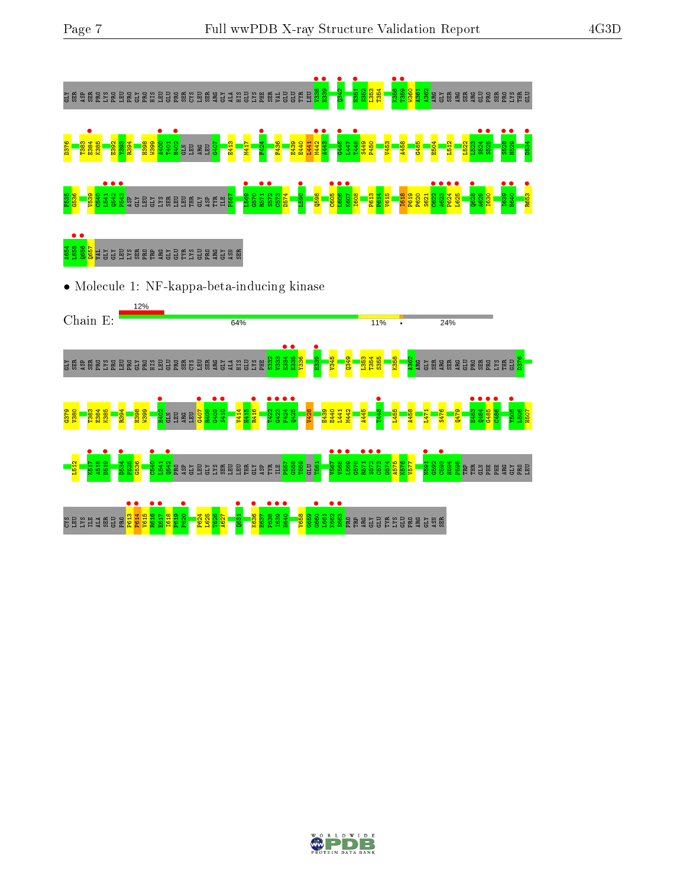GLY SER ASP SER PRO LYS PRO LEU PRO GLY PRO HIS LEU GLU PRO SER CYS LEU SER ARG GLY ALA HIS GLU LYS PHE SER VAL GLU GLU TYR LEU V338 H339 Q342 H351 S352 L353 T354 K358 T359 W360 A361 A362 ARG GLY SER ARG SER ARG GLU PRO SER PRO LYS THR GLU

D376 T383 E384 K385 E392 Y393 R394 H398 W399 A400 T401 H402 GLN LEU ARG LEU G407 E413 M417 F424 F436 E439 E440 I441 M442 A443 G446 L447 T448 S449 P450 V453 A458 G485 E504 L512 L522 L523 S524 S525 S528 H529 D534

F535 G536 V539 C540 L541 Q542 F543 ASP GLY LEU GLY LYS SER LEU LEU THR GLY ASP TYR ILE P557 L569 G570 R571 S572 C573 D574 I590 Q598 C605 L606 K607 I608 P613 F614 V615 I618 P619 P620 S621 C622 A623 P624 L625 Q628 A629 I630 I639 H640 R653

A654 L655 Q656 Q657 VAL GLY GLY LEU LYS SER PRO TRP ARG GLY GLU TYR LYS GLU PRO ARG GLY ASN SER

- Molecule 1: NF-kappa-beta-inducing kinase

Chain E: 12% | 64% | 11% | • | 24%

GLY SER ASP SER PRO LYS PRO LEU PRO GLY PRO HIS LEU GLU PRO SER CYS LEU SER ARG GLY ALA HIS GLU LYS PHE S332 V333 H334 E335 Y336 H339 V345 Q349 L353 T354 S355 K358 A362 ARG GLY SER ARG SER ARG GLU PRO SER PRO LYS THR GLU D376

G379 V380 T383 E384 K385 R394 H398 W399 H402 GLN LEU ARG LEU G407 R408 G409 S410 V414 H415 R416 T422 G423 F424 Q425 V428 E439 E440 I441 M442 A445 T448 L455 A458 L471 S476 Q479 E483 Q484 G485 C486 Y505 L506 H507

L512 K517 A518 D519 D534 F535 G536 C540 L541 Q542 PRO ASP GLY LEU GLY LYS SER LEU LEU THR GLY ASP TYR ILE P557 G558 T559 GLU T561 V567 V568 L569 G570 R571 S572 C573 D574 A575 K576 V577 N591 G592 C593 H594 P595 TRP THR GLN PHE PHE ARG GLY PRO LEU

CYS LEU LYS ILE ALA SER GLU PRO P613 F614 V615 R616 E617 I618 P619 P620 P624 L625 T626 A627 Q631 K636 E637 P638 I639 H640 V658 G659 G660 L661 K662 S663 PRO TRP ARG GLY GLU TYR LYS GLU PRO ARG GLY ASN SER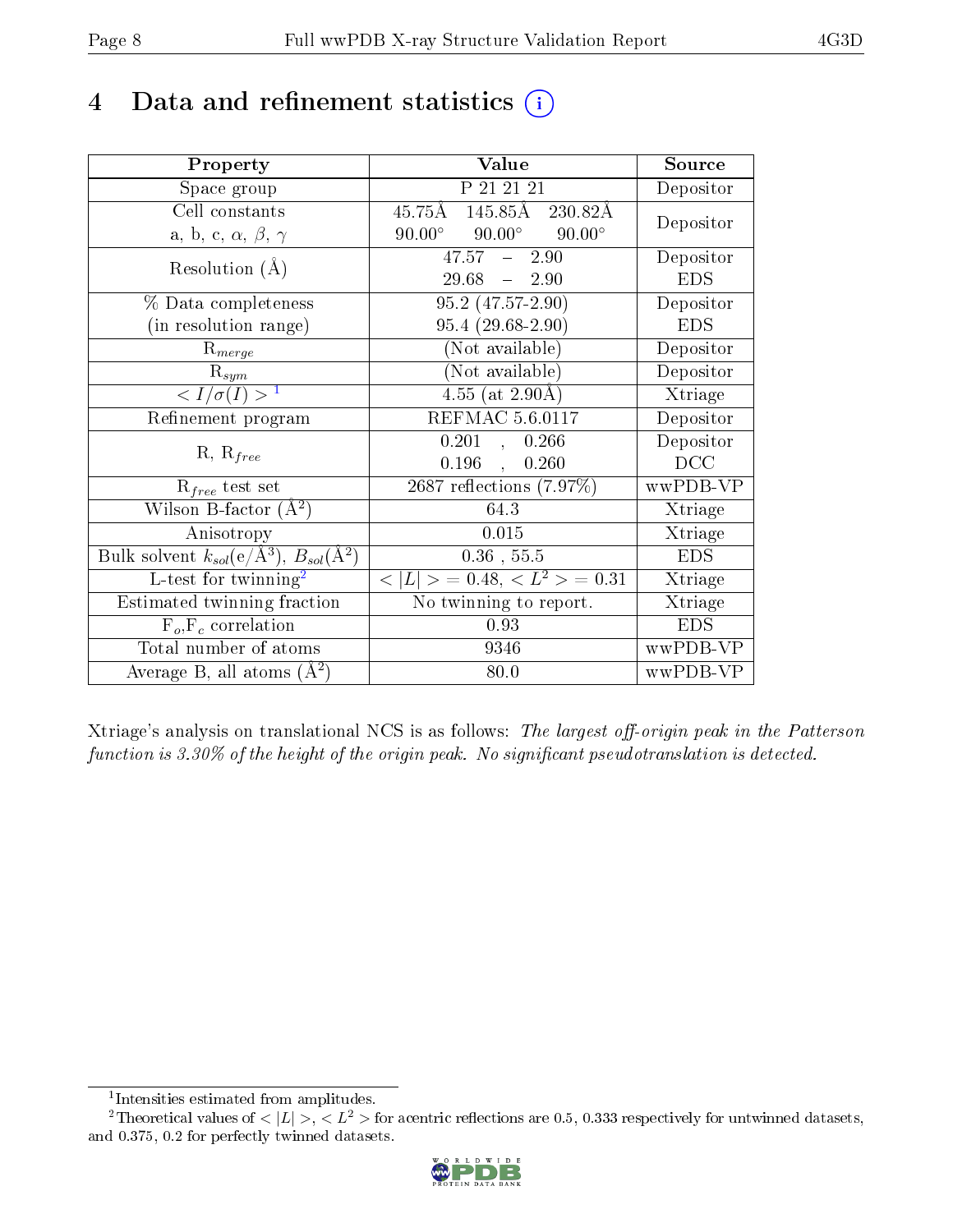# 4 Data and refinement statistics (i)

| Property | Value | Source |
|---|---|---|
| Space group | P 21 21 21 | Depositor |
| Cell constants<br>a, b, c, $\alpha$, $\beta$, $\gamma$ | 45.75Å 145.85Å 230.82Å<br>90.00° 90.00° 90.00° | Depositor |
| Resolution (Å) | 47.57 – 2.90<br>29.68 – 2.90 | Depositor<br>EDS |
| % Data completeness<br>(in resolution range) | 95.2 (47.57-2.90)<br>95.4 (29.68-2.90) | Depositor<br>EDS |
| $R_{merge}$ | (Not available) | Depositor |
| $R_{sym}$ | (Not available) | Depositor |
| $< I/\sigma(I) >$ [1] | 4.55 (at 2.90Å) | Xtriage |
| Refinement program | REFMAC 5.6.0117 | Depositor |
| R, $R_{free}$ | 0.201 , 0.266<br>0.196 , 0.260 | Depositor<br>DCC |
| $R_{free}$ test set | 2687 reflections (7.97%) | wwPDB-VP |
| Wilson B-factor (Å$^2$) | 64.3 | Xtriage |
| Anisotropy | 0.015 | Xtriage |
| Bulk solvent $k_{sol}$(e/Å$^3$), $B_{sol}$(Å$^2$) | 0.36 , 55.5 | EDS |
| L-test for twinning[2] | $< \|L\| > = 0.48$, $< L^2 > = 0.31$ | Xtriage |
| Estimated twinning fraction | No twinning to report. | Xtriage |
| $F_o$,$F_c$ correlation | 0.93 | EDS |
| Total number of atoms | 9346 | wwPDB-VP |
| Average B, all atoms (Å$^2$) | 80.0 | wwPDB-VP |

Xtriage's analysis on translational NCS is as follows: *The largest off-origin peak in the Patterson function is 3.30% of the height of the origin peak. No significant pseudotranslation is detected.*

[1] Intensities estimated from amplitudes.

[2] Theoretical values of $< |L| >$, $< L^2 >$ for acentric reflections are 0.5, 0.333 respectively for untwinned datasets, and 0.375, 0.2 for perfectly twinned datasets.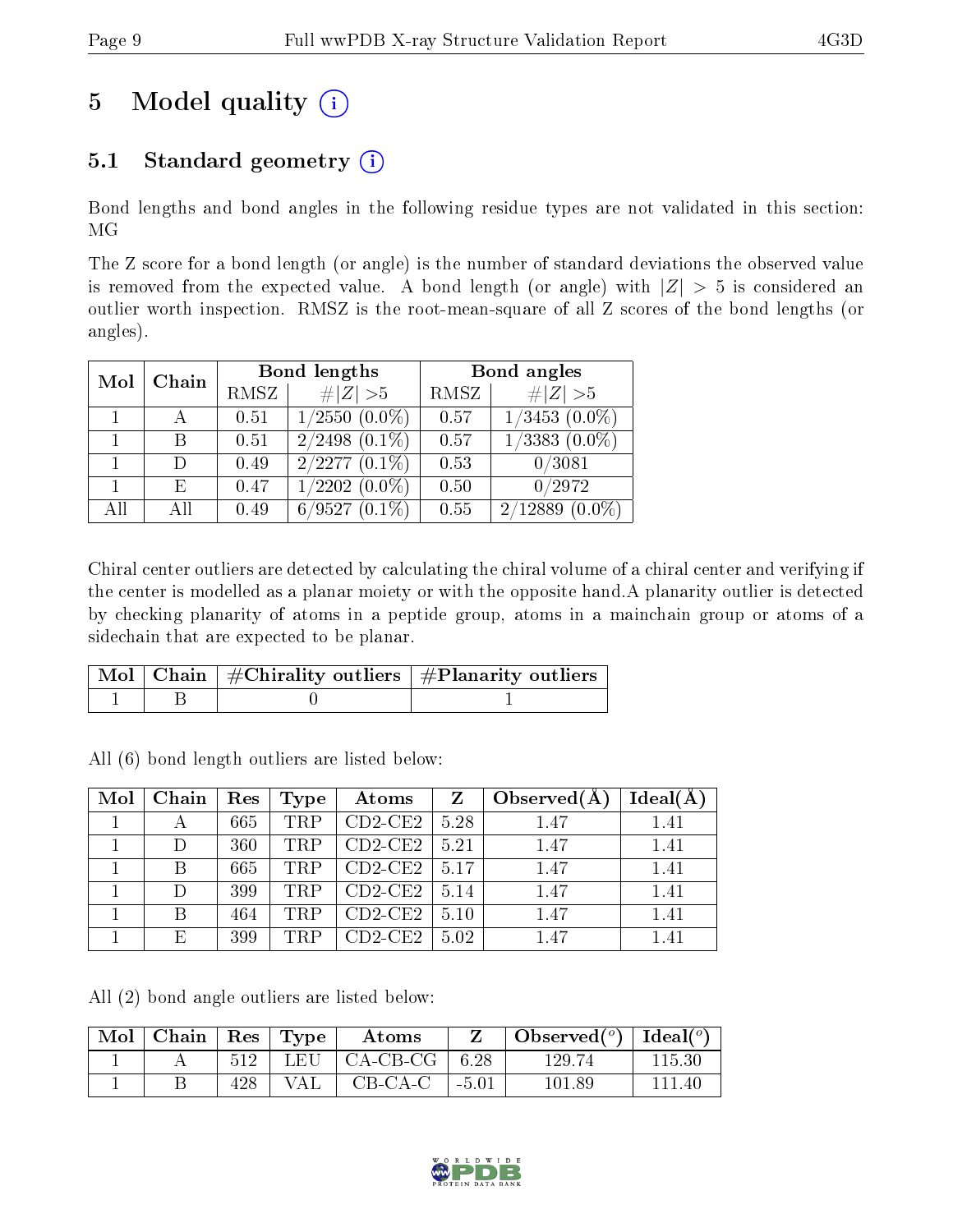# 5 Model quality

## 5.1 Standard geometry

Bond lengths and bond angles in the following residue types are not validated in this section: MG

The Z score for a bond length (or angle) is the number of standard deviations the observed value is removed from the expected value. A bond length (or angle) with $|Z| > 5$ is considered an outlier worth inspection. RMSZ is the root-mean-square of all Z scores of the bond lengths (or angles).

| Mol | Chain | Bond lengths | | Bond angles | |
|---|---|---|---|---|---|
| | | RMSZ | #\|Z\| >5 | RMSZ | #\|Z\| >5 |
| 1 | A | 0.51 | 1/2550 (0.0%) | 0.57 | 1/3453 (0.0%) |
| 1 | B | 0.51 | 2/2498 (0.1%) | 0.57 | 1/3383 (0.0%) |
| 1 | D | 0.49 | 2/2277 (0.1%) | 0.53 | 0/3081 |
| 1 | E | 0.47 | 1/2202 (0.0%) | 0.50 | 0/2972 |
| All | All | 0.49 | 6/9527 (0.1%) | 0.55 | 2/12889 (0.0%) |

Chiral center outliers are detected by calculating the chiral volume of a chiral center and verifying if the center is modelled as a planar moiety or with the opposite hand.A planarity outlier is detected by checking planarity of atoms in a peptide group, atoms in a mainchain group or atoms of a sidechain that are expected to be planar.

| Mol | Chain | #Chirality outliers | #Planarity outliers |
|---|---|---|---|
| 1 | B | 0 | 1 |

All (6) bond length outliers are listed below:

| Mol | Chain | Res | Type | Atoms | Z | Observed(Å) | Ideal(Å) |
|---|---|---|---|---|---|---|---|
| 1 | A | 665 | TRP | CD2-CE2 | 5.28 | 1.47 | 1.41 |
| 1 | D | 360 | TRP | CD2-CE2 | 5.21 | 1.47 | 1.41 |
| 1 | B | 665 | TRP | CD2-CE2 | 5.17 | 1.47 | 1.41 |
| 1 | D | 399 | TRP | CD2-CE2 | 5.14 | 1.47 | 1.41 |
| 1 | B | 464 | TRP | CD2-CE2 | 5.10 | 1.47 | 1.41 |
| 1 | E | 399 | TRP | CD2-CE2 | 5.02 | 1.47 | 1.41 |

All (2) bond angle outliers are listed below:

| Mol | Chain | Res | Type | Atoms | Z | Observed(°) | Ideal(°) |
|---|---|---|---|---|---|---|---|
| 1 | A | 512 | LEU | CA-CB-CG | 6.28 | 129.74 | 115.30 |
| 1 | B | 428 | VAL | CB-CA-C | -5.01 | 101.89 | 111.40 |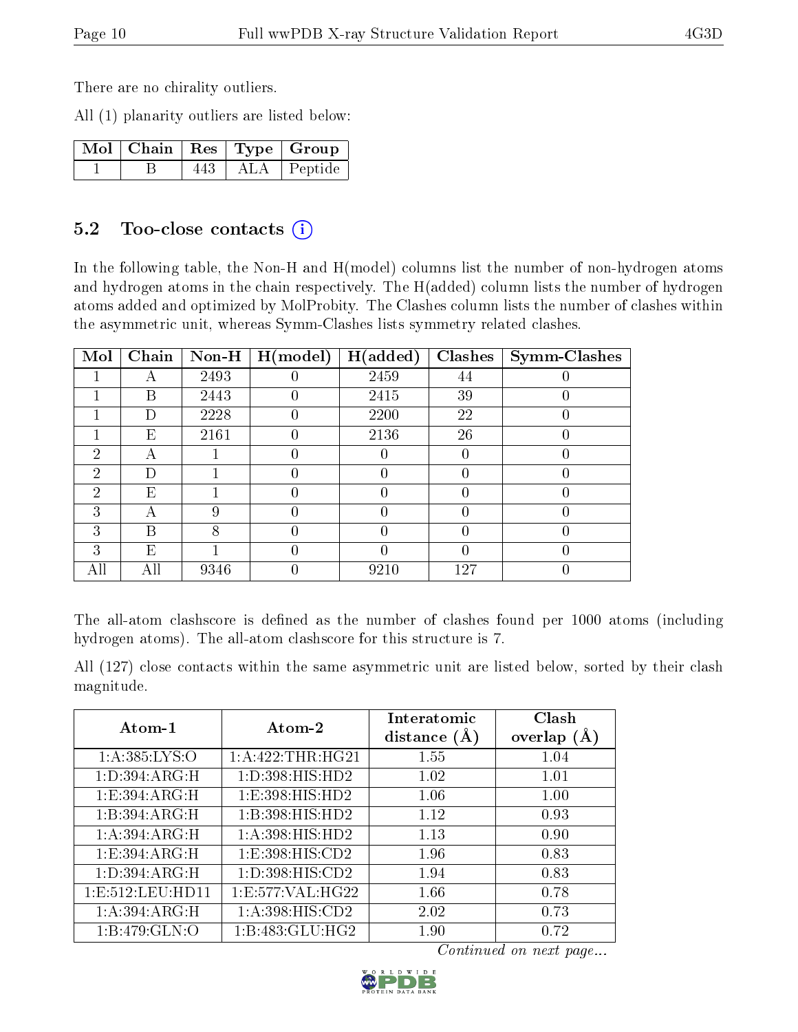There are no chirality outliers.

All (1) planarity outliers are listed below:

| Mol | Chain | Res | Type | Group |
|---|---|---|---|---|
| 1 | B | 443 | ALA | Peptide |

## 5.2 Too-close contacts

In the following table, the Non-H and H(model) columns list the number of non-hydrogen atoms and hydrogen atoms in the chain respectively. The H(added) column lists the number of hydrogen atoms added and optimized by MolProbity. The Clashes column lists the number of clashes within the asymmetric unit, whereas Symm-Clashes lists symmetry related clashes.

| Mol | Chain | Non-H | H(model) | H(added) | Clashes | Symm-Clashes |
|---|---|---|---|---|---|---|
| 1 | A | 2493 | 0 | 2459 | 44 | 0 |
| 1 | B | 2443 | 0 | 2415 | 39 | 0 |
| 1 | D | 2228 | 0 | 2200 | 22 | 0 |
| 1 | E | 2161 | 0 | 2136 | 26 | 0 |
| 2 | A | 1 | 0 | 0 | 0 | 0 |
| 2 | D | 1 | 0 | 0 | 0 | 0 |
| 2 | E | 1 | 0 | 0 | 0 | 0 |
| 3 | A | 9 | 0 | 0 | 0 | 0 |
| 3 | B | 8 | 0 | 0 | 0 | 0 |
| 3 | E | 1 | 0 | 0 | 0 | 0 |
| All | All | 9346 | 0 | 9210 | 127 | 0 |

The all-atom clashscore is defined as the number of clashes found per 1000 atoms (including hydrogen atoms). The all-atom clashscore for this structure is 7.

All (127) close contacts within the same asymmetric unit are listed below, sorted by their clash magnitude.

| Atom-1 | Atom-2 | Interatomic distance (Å) | Clash overlap (Å) |
|---|---|---|---|
| 1:A:385:LYS:O | 1:A:422:THR:HG21 | 1.55 | 1.04 |
| 1:D:394:ARG:H | 1:D:398:HIS:HD2 | 1.02 | 1.01 |
| 1:E:394:ARG:H | 1:E:398:HIS:HD2 | 1.06 | 1.00 |
| 1:B:394:ARG:H | 1:B:398:HIS:HD2 | 1.12 | 0.93 |
| 1:A:394:ARG:H | 1:A:398:HIS:HD2 | 1.13 | 0.90 |
| 1:E:394:ARG:H | 1:E:398:HIS:CD2 | 1.96 | 0.83 |
| 1:D:394:ARG:H | 1:D:398:HIS:CD2 | 1.94 | 0.83 |
| 1:E:512:LEU:HD11 | 1:E:577:VAL:HG22 | 1.66 | 0.78 |
| 1:A:394:ARG:H | 1:A:398:HIS:CD2 | 2.02 | 0.73 |
| 1:B:479:GLN:O | 1:B:483:GLU:HG2 | 1.90 | 0.72 |

*Continued on next page...*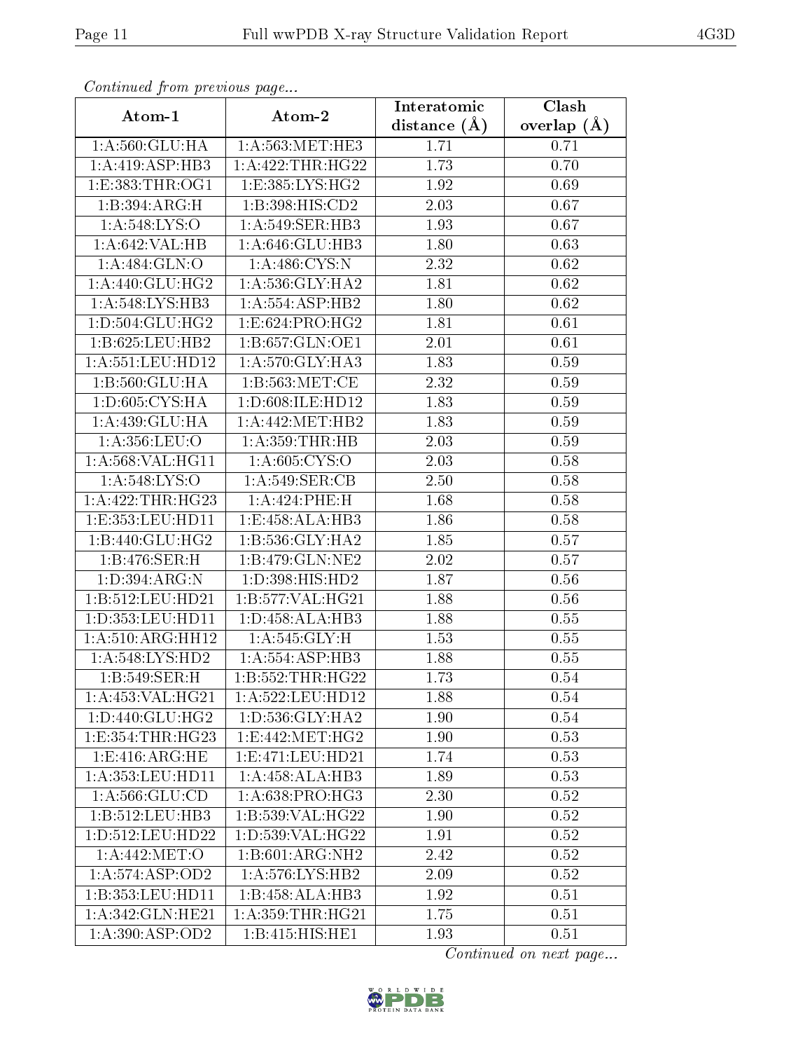*Continued from previous page...*

| Atom-1 | Atom-2 | Interatomic distance (Å) | Clash overlap (Å) |
|---|---|---|---|
| 1:A:560:GLU:HA | 1:A:563:MET:HE3 | 1.71 | 0.71 |
| 1:A:419:ASP:HB3 | 1:A:422:THR:HG22 | 1.73 | 0.70 |
| 1:E:383:THR:OG1 | 1:E:385:LYS:HG2 | 1.92 | 0.69 |
| 1:B:394:ARG:H | 1:B:398:HIS:CD2 | 2.03 | 0.67 |
| 1:A:548:LYS:O | 1:A:549:SER:HB3 | 1.93 | 0.67 |
| 1:A:642:VAL:HB | 1:A:646:GLU:HB3 | 1.80 | 0.63 |
| 1:A:484:GLN:O | 1:A:486:CYS:N | 2.32 | 0.62 |
| 1:A:440:GLU:HG2 | 1:A:536:GLY:HA2 | 1.81 | 0.62 |
| 1:A:548:LYS:HB3 | 1:A:554:ASP:HB2 | 1.80 | 0.62 |
| 1:D:504:GLU:HG2 | 1:E:624:PRO:HG2 | 1.81 | 0.61 |
| 1:B:625:LEU:HB2 | 1:B:657:GLN:OE1 | 2.01 | 0.61 |
| 1:A:551:LEU:HD12 | 1:A:570:GLY:HA3 | 1.83 | 0.59 |
| 1:B:560:GLU:HA | 1:B:563:MET:CE | 2.32 | 0.59 |
| 1:D:605:CYS:HA | 1:D:608:ILE:HD12 | 1.83 | 0.59 |
| 1:A:439:GLU:HA | 1:A:442:MET:HB2 | 1.83 | 0.59 |
| 1:A:356:LEU:O | 1:A:359:THR:HB | 2.03 | 0.59 |
| 1:A:568:VAL:HG11 | 1:A:605:CYS:O | 2.03 | 0.58 |
| 1:A:548:LYS:O | 1:A:549:SER:CB | 2.50 | 0.58 |
| 1:A:422:THR:HG23 | 1:A:424:PHE:H | 1.68 | 0.58 |
| 1:E:353:LEU:HD11 | 1:E:458:ALA:HB3 | 1.86 | 0.58 |
| 1:B:440:GLU:HG2 | 1:B:536:GLY:HA2 | 1.85 | 0.57 |
| 1:B:476:SER:H | 1:B:479:GLN:NE2 | 2.02 | 0.57 |
| 1:D:394:ARG:N | 1:D:398:HIS:HD2 | 1.87 | 0.56 |
| 1:B:512:LEU:HD21 | 1:B:577:VAL:HG21 | 1.88 | 0.56 |
| 1:D:353:LEU:HD11 | 1:D:458:ALA:HB3 | 1.88 | 0.55 |
| 1:A:510:ARG:HH12 | 1:A:545:GLY:H | 1.53 | 0.55 |
| 1:A:548:LYS:HD2 | 1:A:554:ASP:HB3 | 1.88 | 0.55 |
| 1:B:549:SER:H | 1:B:552:THR:HG22 | 1.73 | 0.54 |
| 1:A:453:VAL:HG21 | 1:A:522:LEU:HD12 | 1.88 | 0.54 |
| 1:D:440:GLU:HG2 | 1:D:536:GLY:HA2 | 1.90 | 0.54 |
| 1:E:354:THR:HG23 | 1:E:442:MET:HG2 | 1.90 | 0.53 |
| 1:E:416:ARG:HE | 1:E:471:LEU:HD21 | 1.74 | 0.53 |
| 1:A:353:LEU:HD11 | 1:A:458:ALA:HB3 | 1.89 | 0.53 |
| 1:A:566:GLU:CD | 1:A:638:PRO:HG3 | 2.30 | 0.52 |
| 1:B:512:LEU:HB3 | 1:B:539:VAL:HG22 | 1.90 | 0.52 |
| 1:D:512:LEU:HD22 | 1:D:539:VAL:HG22 | 1.91 | 0.52 |
| 1:A:442:MET:O | 1:B:601:ARG:NH2 | 2.42 | 0.52 |
| 1:A:574:ASP:OD2 | 1:A:576:LYS:HB2 | 2.09 | 0.52 |
| 1:B:353:LEU:HD11 | 1:B:458:ALA:HB3 | 1.92 | 0.51 |
| 1:A:342:GLN:HE21 | 1:A:359:THR:HG21 | 1.75 | 0.51 |
| 1:A:390:ASP:OD2 | 1:B:415:HIS:HE1 | 1.93 | 0.51 |

*Continued on next page...*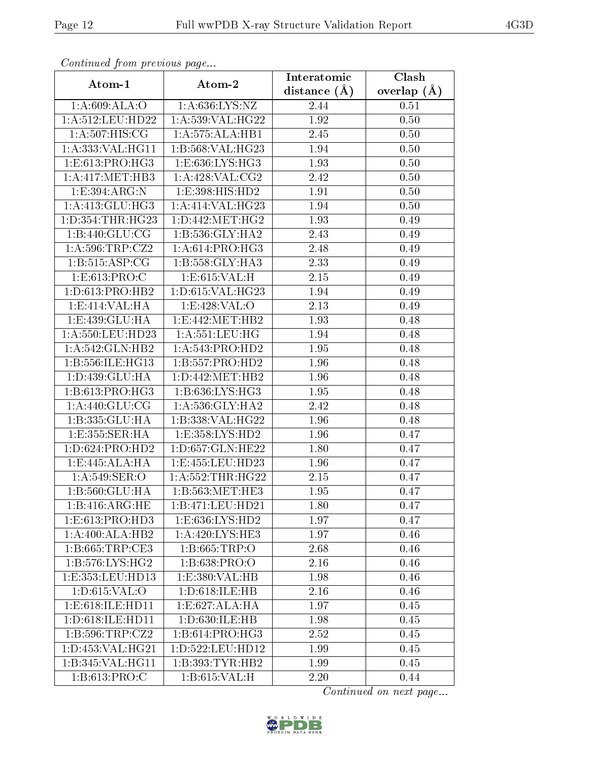*Continued from previous page...*

| Atom-1 | Atom-2 | Interatomic distance (Å) | Clash overlap (Å) |
|---|---|---|---|
| 1:A:609:ALA:O | 1:A:636:LYS:NZ | 2.44 | 0.51 |
| 1:A:512:LEU:HD22 | 1:A:539:VAL:HG22 | 1.92 | 0.50 |
| 1:A:507:HIS:CG | 1:A:575:ALA:HB1 | 2.45 | 0.50 |
| 1:A:333:VAL:HG11 | 1:B:568:VAL:HG23 | 1.94 | 0.50 |
| 1:E:613:PRO:HG3 | 1:E:636:LYS:HG3 | 1.93 | 0.50 |
| 1:A:417:MET:HB3 | 1:A:428:VAL:CG2 | 2.42 | 0.50 |
| 1:E:394:ARG:N | 1:E:398:HIS:HD2 | 1.91 | 0.50 |
| 1:A:413:GLU:HG3 | 1:A:414:VAL:HG23 | 1.94 | 0.50 |
| 1:D:354:THR:HG23 | 1:D:442:MET:HG2 | 1.93 | 0.49 |
| 1:B:440:GLU:CG | 1:B:536:GLY:HA2 | 2.43 | 0.49 |
| 1:A:596:TRP:CZ2 | 1:A:614:PRO:HG3 | 2.48 | 0.49 |
| 1:B:515:ASP:CG | 1:B:558:GLY:HA3 | 2.33 | 0.49 |
| 1:E:613:PRO:C | 1:E:615:VAL:H | 2.15 | 0.49 |
| 1:D:613:PRO:HB2 | 1:D:615:VAL:HG23 | 1.94 | 0.49 |
| 1:E:414:VAL:HA | 1:E:428:VAL:O | 2.13 | 0.49 |
| 1:E:439:GLU:HA | 1:E:442:MET:HB2 | 1.93 | 0.48 |
| 1:A:550:LEU:HD23 | 1:A:551:LEU:HG | 1.94 | 0.48 |
| 1:A:542:GLN:HB2 | 1:A:543:PRO:HD2 | 1.95 | 0.48 |
| 1:B:556:ILE:HG13 | 1:B:557:PRO:HD2 | 1.96 | 0.48 |
| 1:D:439:GLU:HA | 1:D:442:MET:HB2 | 1.96 | 0.48 |
| 1:B:613:PRO:HG3 | 1:B:636:LYS:HG3 | 1.95 | 0.48 |
| 1:A:440:GLU:CG | 1:A:536:GLY:HA2 | 2.42 | 0.48 |
| 1:B:335:GLU:HA | 1:B:338:VAL:HG22 | 1.96 | 0.48 |
| 1:E:355:SER:HA | 1:E:358:LYS:HD2 | 1.96 | 0.47 |
| 1:D:624:PRO:HD2 | 1:D:657:GLN:HE22 | 1.80 | 0.47 |
| 1:E:445:ALA:HA | 1:E:455:LEU:HD23 | 1.96 | 0.47 |
| 1:A:549:SER:O | 1:A:552:THR:HG22 | 2.15 | 0.47 |
| 1:B:560:GLU:HA | 1:B:563:MET:HE3 | 1.95 | 0.47 |
| 1:B:416:ARG:HE | 1:B:471:LEU:HD21 | 1.80 | 0.47 |
| 1:E:613:PRO:HD3 | 1:E:636:LYS:HD2 | 1.97 | 0.47 |
| 1:A:400:ALA:HB2 | 1:A:420:LYS:HE3 | 1.97 | 0.46 |
| 1:B:665:TRP:CE3 | 1:B:665:TRP:O | 2.68 | 0.46 |
| 1:B:576:LYS:HG2 | 1:B:638:PRO:O | 2.16 | 0.46 |
| 1:E:353:LEU:HD13 | 1:E:380:VAL:HB | 1.98 | 0.46 |
| 1:D:615:VAL:O | 1:D:618:ILE:HB | 2.16 | 0.46 |
| 1:E:618:ILE:HD11 | 1:E:627:ALA:HA | 1.97 | 0.45 |
| 1:D:618:ILE:HD11 | 1:D:630:ILE:HB | 1.98 | 0.45 |
| 1:B:596:TRP:CZ2 | 1:B:614:PRO:HG3 | 2.52 | 0.45 |
| 1:D:453:VAL:HG21 | 1:D:522:LEU:HD12 | 1.99 | 0.45 |
| 1:B:345:VAL:HG11 | 1:B:393:TYR:HB2 | 1.99 | 0.45 |
| 1:B:613:PRO:C | 1:B:615:VAL:H | 2.20 | 0.44 |

*Continued on next page...*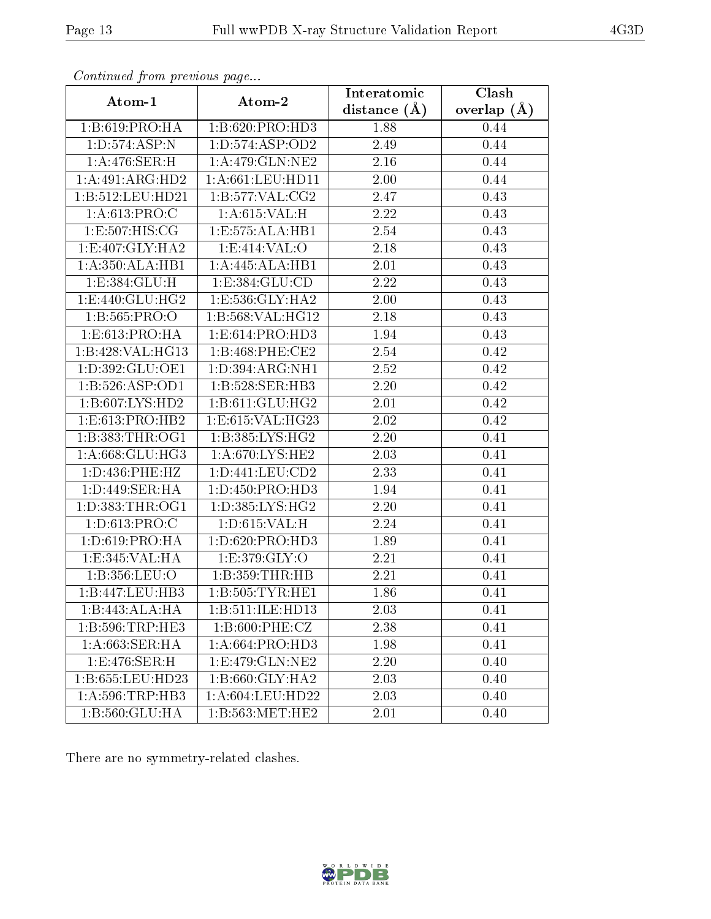*Continued from previous page...*

| Atom-1 | Atom-2 | Interatomic distance (Å) | Clash overlap (Å) |
|---|---|---|---|
| 1:B:619:PRO:HA | 1:B:620:PRO:HD3 | 1.88 | 0.44 |
| 1:D:574:ASP:N | 1:D:574:ASP:OD2 | 2.49 | 0.44 |
| 1:A:476:SER:H | 1:A:479:GLN:NE2 | 2.16 | 0.44 |
| 1:A:491:ARG:HD2 | 1:A:661:LEU:HD11 | 2.00 | 0.44 |
| 1:B:512:LEU:HD21 | 1:B:577:VAL:CG2 | 2.47 | 0.43 |
| 1:A:613:PRO:C | 1:A:615:VAL:H | 2.22 | 0.43 |
| 1:E:507:HIS:CG | 1:E:575:ALA:HB1 | 2.54 | 0.43 |
| 1:E:407:GLY:HA2 | 1:E:414:VAL:O | 2.18 | 0.43 |
| 1:A:350:ALA:HB1 | 1:A:445:ALA:HB1 | 2.01 | 0.43 |
| 1:E:384:GLU:H | 1:E:384:GLU:CD | 2.22 | 0.43 |
| 1:E:440:GLU:HG2 | 1:E:536:GLY:HA2 | 2.00 | 0.43 |
| 1:B:565:PRO:O | 1:B:568:VAL:HG12 | 2.18 | 0.43 |
| 1:E:613:PRO:HA | 1:E:614:PRO:HD3 | 1.94 | 0.43 |
| 1:B:428:VAL:HG13 | 1:B:468:PHE:CE2 | 2.54 | 0.42 |
| 1:D:392:GLU:OE1 | 1:D:394:ARG:NH1 | 2.52 | 0.42 |
| 1:B:526:ASP:OD1 | 1:B:528:SER:HB3 | 2.20 | 0.42 |
| 1:B:607:LYS:HD2 | 1:B:611:GLU:HG2 | 2.01 | 0.42 |
| 1:E:613:PRO:HB2 | 1:E:615:VAL:HG23 | 2.02 | 0.42 |
| 1:B:383:THR:OG1 | 1:B:385:LYS:HG2 | 2.20 | 0.41 |
| 1:A:668:GLU:HG3 | 1:A:670:LYS:HE2 | 2.03 | 0.41 |
| 1:D:436:PHE:HZ | 1:D:441:LEU:CD2 | 2.33 | 0.41 |
| 1:D:449:SER:HA | 1:D:450:PRO:HD3 | 1.94 | 0.41 |
| 1:D:383:THR:OG1 | 1:D:385:LYS:HG2 | 2.20 | 0.41 |
| 1:D:613:PRO:C | 1:D:615:VAL:H | 2.24 | 0.41 |
| 1:D:619:PRO:HA | 1:D:620:PRO:HD3 | 1.89 | 0.41 |
| 1:E:345:VAL:HA | 1:E:379:GLY:O | 2.21 | 0.41 |
| 1:B:356:LEU:O | 1:B:359:THR:HB | 2.21 | 0.41 |
| 1:B:447:LEU:HB3 | 1:B:505:TYR:HE1 | 1.86 | 0.41 |
| 1:B:443:ALA:HA | 1:B:511:ILE:HD13 | 2.03 | 0.41 |
| 1:B:596:TRP:HE3 | 1:B:600:PHE:CZ | 2.38 | 0.41 |
| 1:A:663:SER:HA | 1:A:664:PRO:HD3 | 1.98 | 0.41 |
| 1:E:476:SER:H | 1:E:479:GLN:NE2 | 2.20 | 0.40 |
| 1:B:655:LEU:HD23 | 1:B:660:GLY:HA2 | 2.03 | 0.40 |
| 1:A:596:TRP:HB3 | 1:A:604:LEU:HD22 | 2.03 | 0.40 |
| 1:B:560:GLU:HA | 1:B:563:MET:HE2 | 2.01 | 0.40 |

There are no symmetry-related clashes.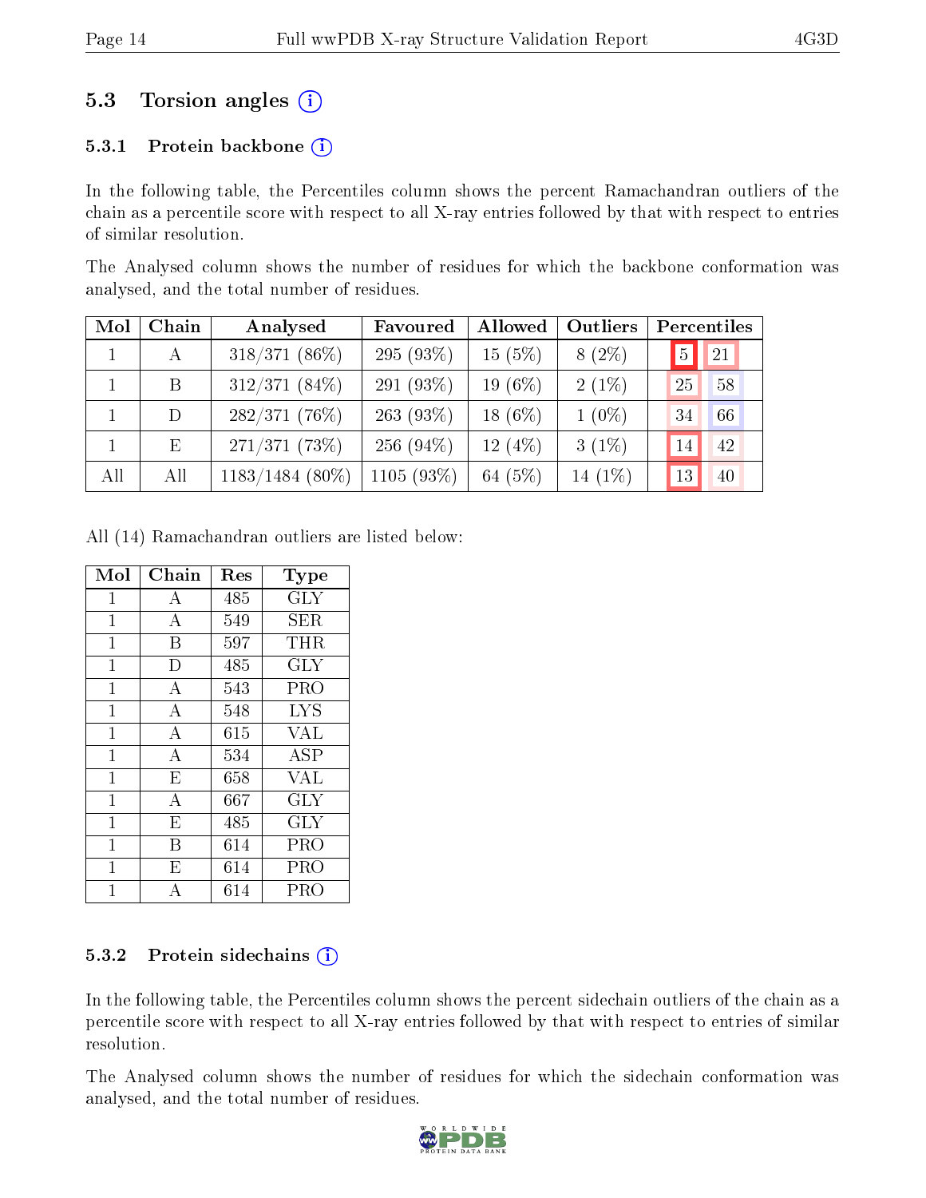## 5.3 Torsion angles

### 5.3.1 Protein backbone

In the following table, the Percentiles column shows the percent Ramachandran outliers of the chain as a percentile score with respect to all X-ray entries followed by that with respect to entries of similar resolution.

The Analysed column shows the number of residues for which the backbone conformation was analysed, and the total number of residues.

| Mol | Chain | Analysed | Favoured | Allowed | Outliers | Percentiles | |
|---|---|---|---|---|---|---|---|
| 1 | A | 318/371 (86%) | 295 (93%) | 15 (5%) | 8 (2%) | 5 | 21 |
| 1 | B | 312/371 (84%) | 291 (93%) | 19 (6%) | 2 (1%) | 25 | 58 |
| 1 | D | 282/371 (76%) | 263 (93%) | 18 (6%) | 1 (0%) | 34 | 66 |
| 1 | E | 271/371 (73%) | 256 (94%) | 12 (4%) | 3 (1%) | 14 | 42 |
| All | All | 1183/1484 (80%) | 1105 (93%) | 64 (5%) | 14 (1%) | 13 | 40 |

All (14) Ramachandran outliers are listed below:

| Mol | Chain | Res | Type |
|---|---|---|---|
| 1 | A | 485 | GLY |
| 1 | A | 549 | SER |
| 1 | B | 597 | THR |
| 1 | D | 485 | GLY |
| 1 | A | 543 | PRO |
| 1 | A | 548 | LYS |
| 1 | A | 615 | VAL |
| 1 | A | 534 | ASP |
| 1 | E | 658 | VAL |
| 1 | A | 667 | GLY |
| 1 | E | 485 | GLY |
| 1 | B | 614 | PRO |
| 1 | E | 614 | PRO |
| 1 | A | 614 | PRO |

### 5.3.2 Protein sidechains

In the following table, the Percentiles column shows the percent sidechain outliers of the chain as a percentile score with respect to all X-ray entries followed by that with respect to entries of similar resolution.

The Analysed column shows the number of residues for which the sidechain conformation was analysed, and the total number of residues.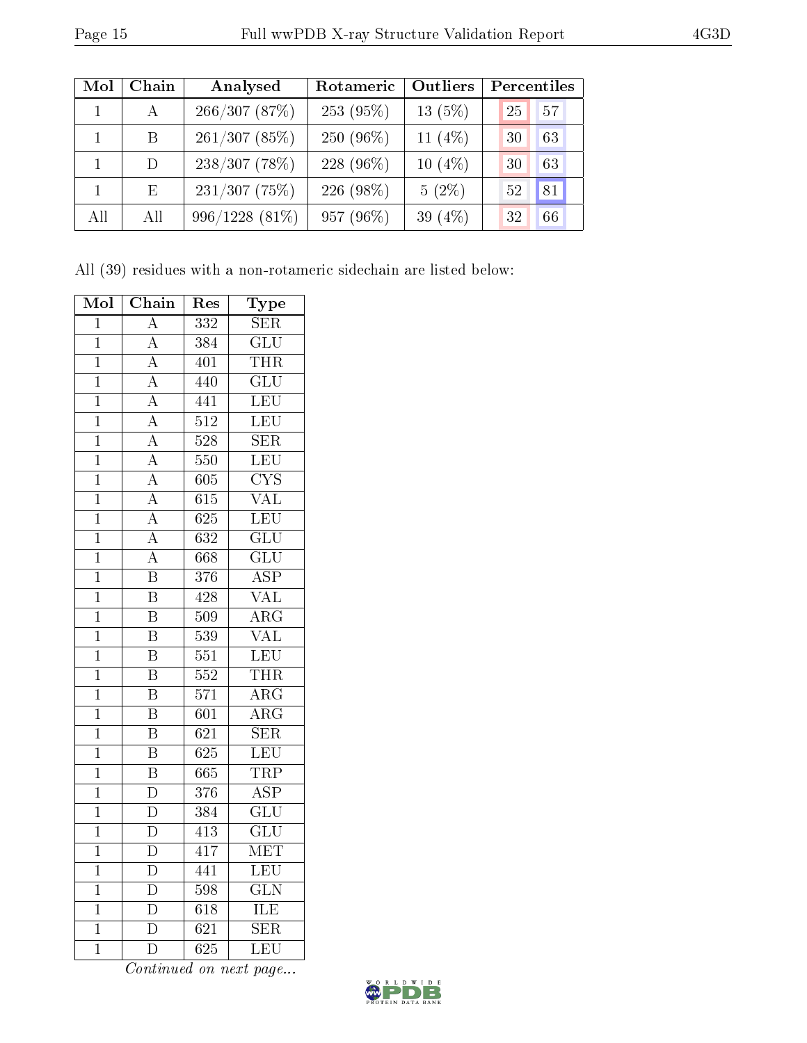| Mol | Chain | Analysed | Rotameric | Outliers | Percentiles | |
|---|---|---|---|---|---|---|
| 1 | A | 266/307 (87%) | 253 (95%) | 13 (5%) | 25 | 57 |
| 1 | B | 261/307 (85%) | 250 (96%) | 11 (4%) | 30 | 63 |
| 1 | D | 238/307 (78%) | 228 (96%) | 10 (4%) | 30 | 63 |
| 1 | E | 231/307 (75%) | 226 (98%) | 5 (2%) | 52 | 81 |
| All | All | 996/1228 (81%) | 957 (96%) | 39 (4%) | 32 | 66 |

All (39) residues with a non-rotameric sidechain are listed below:

| Mol | Chain | Res | Type |
|---|---|---|---|
| 1 | A | 332 | SER |
| 1 | A | 384 | GLU |
| 1 | A | 401 | THR |
| 1 | A | 440 | GLU |
| 1 | A | 441 | LEU |
| 1 | A | 512 | LEU |
| 1 | A | 528 | SER |
| 1 | A | 550 | LEU |
| 1 | A | 605 | CYS |
| 1 | A | 615 | VAL |
| 1 | A | 625 | LEU |
| 1 | A | 632 | GLU |
| 1 | A | 668 | GLU |
| 1 | B | 376 | ASP |
| 1 | B | 428 | VAL |
| 1 | B | 509 | ARG |
| 1 | B | 539 | VAL |
| 1 | B | 551 | LEU |
| 1 | B | 552 | THR |
| 1 | B | 571 | ARG |
| 1 | B | 601 | ARG |
| 1 | B | 621 | SER |
| 1 | B | 625 | LEU |
| 1 | B | 665 | TRP |
| 1 | D | 376 | ASP |
| 1 | D | 384 | GLU |
| 1 | D | 413 | GLU |
| 1 | D | 417 | MET |
| 1 | D | 441 | LEU |
| 1 | D | 598 | GLN |
| 1 | D | 618 | ILE |
| 1 | D | 621 | SER |
| 1 | D | 625 | LEU |

*Continued on next page...*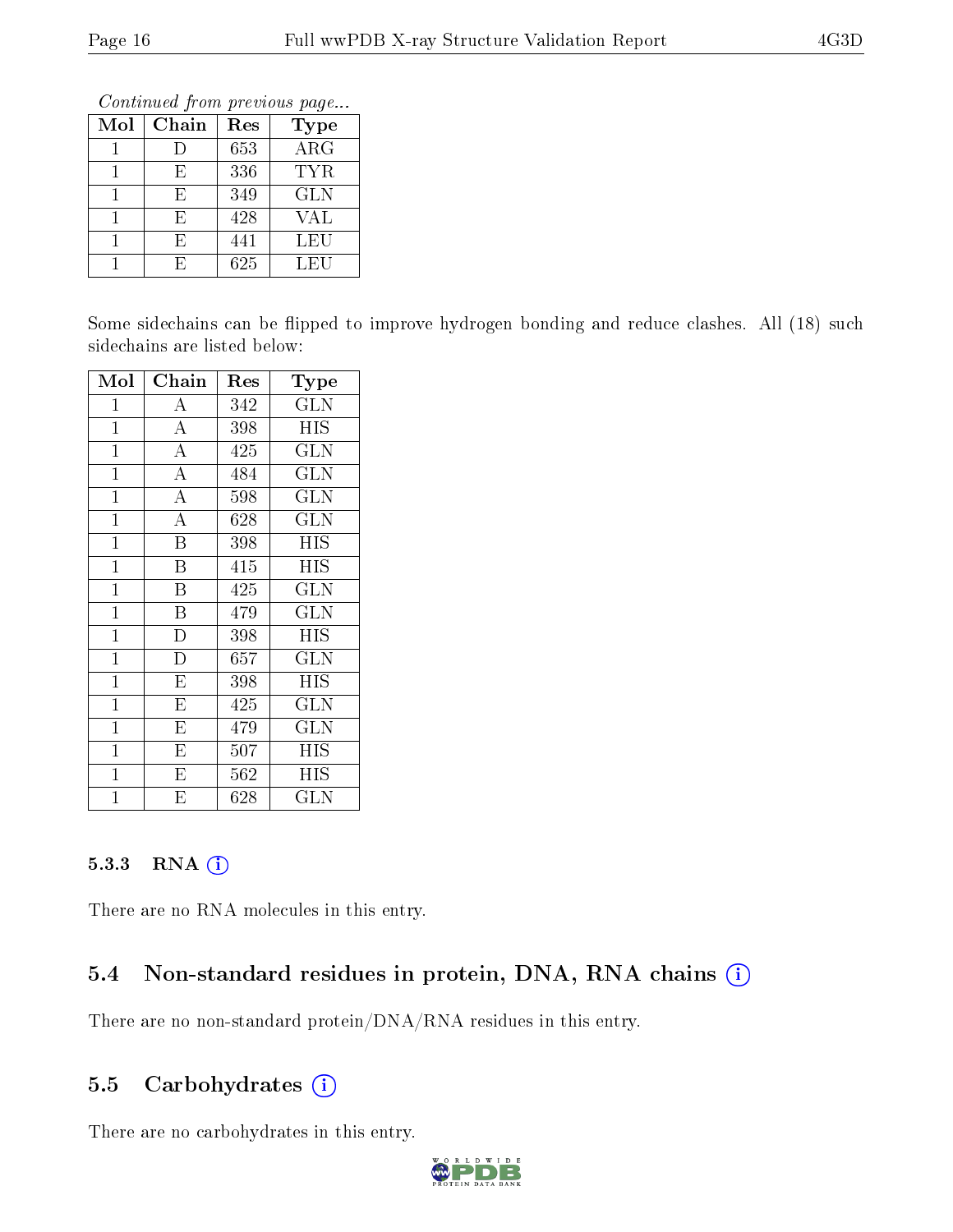*Continued from previous page...*

| Mol | Chain | Res | Type |
|---|---|---|---|
| 1 | D | 653 | ARG |
| 1 | E | 336 | TYR |
| 1 | E | 349 | GLN |
| 1 | E | 428 | VAL |
| 1 | E | 441 | LEU |
| 1 | E | 625 | LEU |

Some sidechains can be flipped to improve hydrogen bonding and reduce clashes. All (18) such sidechains are listed below:

| Mol | Chain | Res | Type |
|---|---|---|---|
| 1 | A | 342 | GLN |
| 1 | A | 398 | HIS |
| 1 | A | 425 | GLN |
| 1 | A | 484 | GLN |
| 1 | A | 598 | GLN |
| 1 | A | 628 | GLN |
| 1 | B | 398 | HIS |
| 1 | B | 415 | HIS |
| 1 | B | 425 | GLN |
| 1 | B | 479 | GLN |
| 1 | D | 398 | HIS |
| 1 | D | 657 | GLN |
| 1 | E | 398 | HIS |
| 1 | E | 425 | GLN |
| 1 | E | 479 | GLN |
| 1 | E | 507 | HIS |
| 1 | E | 562 | HIS |
| 1 | E | 628 | GLN |

### 5.3.3 RNA (i)

There are no RNA molecules in this entry.

## 5.4 Non-standard residues in protein, DNA, RNA chains (i)

There are no non-standard protein/DNA/RNA residues in this entry.

## 5.5 Carbohydrates (i)

There are no carbohydrates in this entry.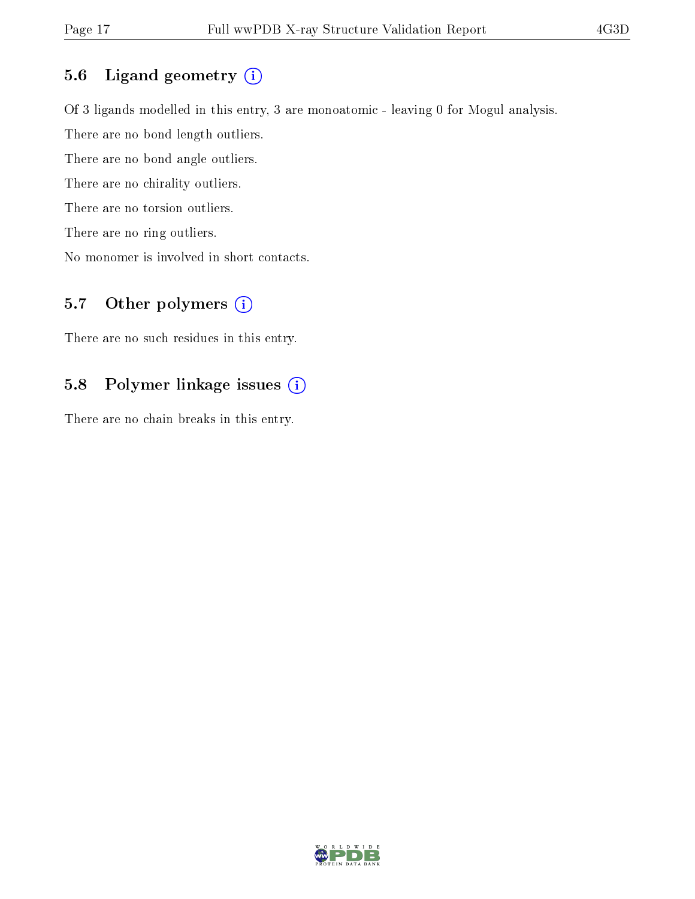## 5.6 Ligand geometry (i)

Of 3 ligands modelled in this entry, 3 are monoatomic - leaving 0 for Mogul analysis.

There are no bond length outliers.

There are no bond angle outliers.

There are no chirality outliers.

There are no torsion outliers.

There are no ring outliers.

No monomer is involved in short contacts.

## 5.7 Other polymers (i)

There are no such residues in this entry.

## 5.8 Polymer linkage issues (i)

There are no chain breaks in this entry.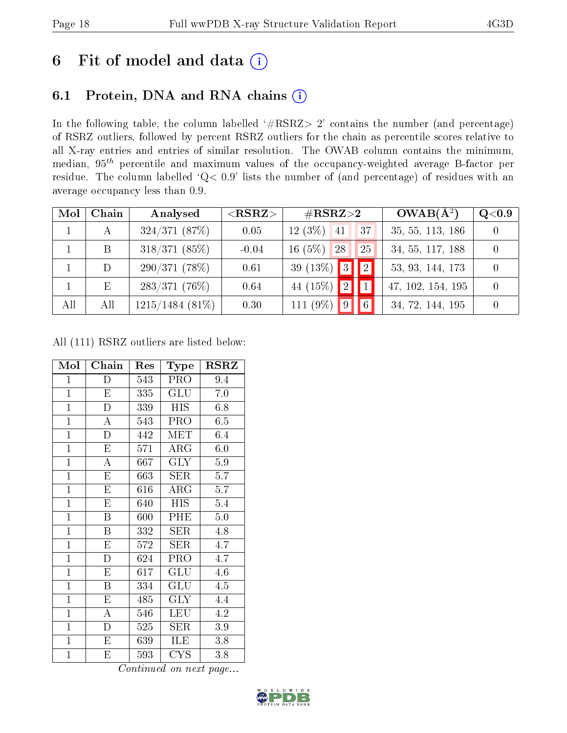# 6 Fit of model and data ⓘ

## 6.1 Protein, DNA and RNA chains ⓘ

In the following table, the column labelled '#RSRZ> 2' contains the number (and percentage) of RSRZ outliers, followed by percent RSRZ outliers for the chain as percentile scores relative to all X-ray entries and entries of similar resolution. The OWAB column contains the minimum, median, $95^{th}$ percentile and maximum values of the occupancy-weighted average B-factor per residue. The column labelled 'Q< 0.9' lists the number of (and percentage) of residues with an average occupancy less than 0.9.

| Mol | Chain | Analysed | <RSRZ> | #RSRZ>2 | | | OWAB(Å$^2$) | Q<0.9 |
|---|---|---|---|---|---|---|---|---|
| 1 | A | 324/371 (87%) | 0.05 | 12 (3%) | 41 | 37 | 35, 55, 113, 186 | 0 |
| 1 | B | 318/371 (85%) | -0.04 | 16 (5%) | 28 | 25 | 34, 55, 117, 188 | 0 |
| 1 | D | 290/371 (78%) | 0.61 | 39 (13%) | 3 | 2 | 53, 93, 144, 173 | 0 |
| 1 | E | 283/371 (76%) | 0.64 | 44 (15%) | 2 | 1 | 47, 102, 154, 195 | 0 |
| All | All | 1215/1484 (81%) | 0.30 | 111 (9%) | 9 | 6 | 34, 72, 144, 195 | 0 |

All (111) RSRZ outliers are listed below:

| Mol | Chain | Res | Type | RSRZ |
|---|---|---|---|---|
| 1 | D | 543 | PRO | 9.4 |
| 1 | E | 335 | GLU | 7.0 |
| 1 | D | 339 | HIS | 6.8 |
| 1 | A | 543 | PRO | 6.5 |
| 1 | D | 442 | MET | 6.4 |
| 1 | E | 571 | ARG | 6.0 |
| 1 | A | 667 | GLY | 5.9 |
| 1 | E | 663 | SER | 5.7 |
| 1 | E | 616 | ARG | 5.7 |
| 1 | E | 640 | HIS | 5.4 |
| 1 | B | 600 | PHE | 5.0 |
| 1 | B | 332 | SER | 4.8 |
| 1 | E | 572 | SER | 4.7 |
| 1 | D | 624 | PRO | 4.7 |
| 1 | E | 617 | GLU | 4.6 |
| 1 | B | 334 | GLU | 4.5 |
| 1 | E | 485 | GLY | 4.4 |
| 1 | A | 546 | LEU | 4.2 |
| 1 | D | 525 | SER | 3.9 |
| 1 | E | 639 | ILE | 3.8 |
| 1 | E | 593 | CYS | 3.8 |

*Continued on next page...*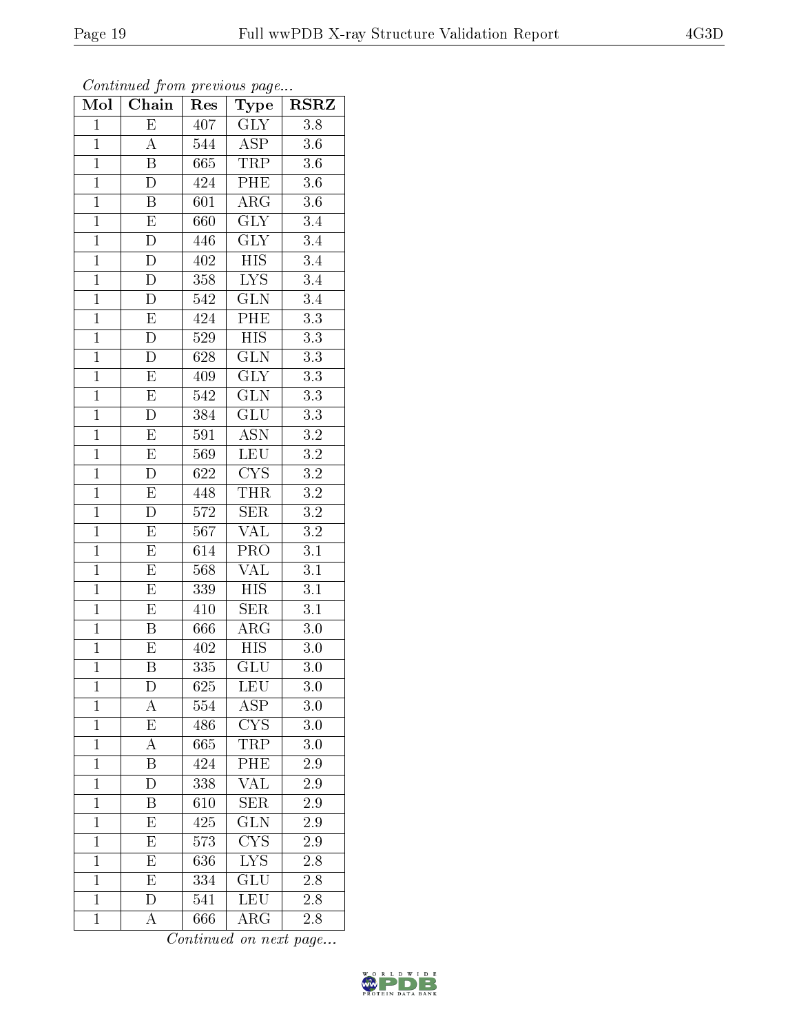*Continued from previous page...*

| Mol | Chain | Res | Type | RSRZ |
|---|---|---|---|---|
| 1 | E | 407 | GLY | 3.8 |
| 1 | A | 544 | ASP | 3.6 |
| 1 | B | 665 | TRP | 3.6 |
| 1 | D | 424 | PHE | 3.6 |
| 1 | B | 601 | ARG | 3.6 |
| 1 | E | 660 | GLY | 3.4 |
| 1 | D | 446 | GLY | 3.4 |
| 1 | D | 402 | HIS | 3.4 |
| 1 | D | 358 | LYS | 3.4 |
| 1 | D | 542 | GLN | 3.4 |
| 1 | E | 424 | PHE | 3.3 |
| 1 | D | 529 | HIS | 3.3 |
| 1 | D | 628 | GLN | 3.3 |
| 1 | E | 409 | GLY | 3.3 |
| 1 | E | 542 | GLN | 3.3 |
| 1 | D | 384 | GLU | 3.3 |
| 1 | E | 591 | ASN | 3.2 |
| 1 | E | 569 | LEU | 3.2 |
| 1 | D | 622 | CYS | 3.2 |
| 1 | E | 448 | THR | 3.2 |
| 1 | D | 572 | SER | 3.2 |
| 1 | E | 567 | VAL | 3.2 |
| 1 | E | 614 | PRO | 3.1 |
| 1 | E | 568 | VAL | 3.1 |
| 1 | E | 339 | HIS | 3.1 |
| 1 | E | 410 | SER | 3.1 |
| 1 | B | 666 | ARG | 3.0 |
| 1 | E | 402 | HIS | 3.0 |
| 1 | B | 335 | GLU | 3.0 |
| 1 | D | 625 | LEU | 3.0 |
| 1 | A | 554 | ASP | 3.0 |
| 1 | E | 486 | CYS | 3.0 |
| 1 | A | 665 | TRP | 3.0 |
| 1 | B | 424 | PHE | 2.9 |
| 1 | D | 338 | VAL | 2.9 |
| 1 | B | 610 | SER | 2.9 |
| 1 | E | 425 | GLN | 2.9 |
| 1 | E | 573 | CYS | 2.9 |
| 1 | E | 636 | LYS | 2.8 |
| 1 | E | 334 | GLU | 2.8 |
| 1 | D | 541 | LEU | 2.8 |
| 1 | A | 666 | ARG | 2.8 |

*Continued on next page...*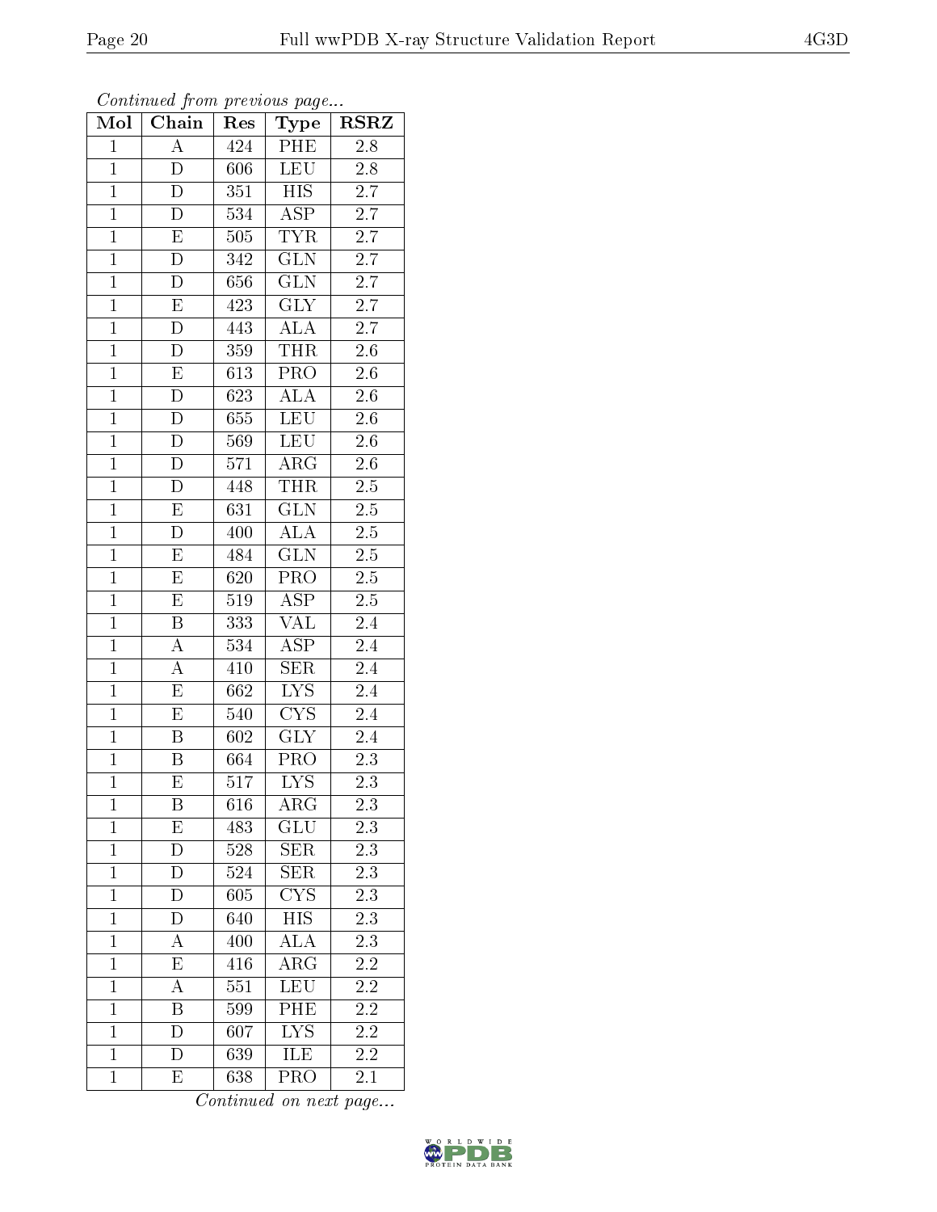*Continued from previous page...*

| Mol | Chain | Res | Type | RSRZ |
|---|---|---|---|---|
| 1 | A | 424 | PHE | 2.8 |
| 1 | D | 606 | LEU | 2.8 |
| 1 | D | 351 | HIS | 2.7 |
| 1 | D | 534 | ASP | 2.7 |
| 1 | E | 505 | TYR | 2.7 |
| 1 | D | 342 | GLN | 2.7 |
| 1 | D | 656 | GLN | 2.7 |
| 1 | E | 423 | GLY | 2.7 |
| 1 | D | 443 | ALA | 2.7 |
| 1 | D | 359 | THR | 2.6 |
| 1 | E | 613 | PRO | 2.6 |
| 1 | D | 623 | ALA | 2.6 |
| 1 | D | 655 | LEU | 2.6 |
| 1 | D | 569 | LEU | 2.6 |
| 1 | D | 571 | ARG | 2.6 |
| 1 | D | 448 | THR | 2.5 |
| 1 | E | 631 | GLN | 2.5 |
| 1 | D | 400 | ALA | 2.5 |
| 1 | E | 484 | GLN | 2.5 |
| 1 | E | 620 | PRO | 2.5 |
| 1 | E | 519 | ASP | 2.5 |
| 1 | B | 333 | VAL | 2.4 |
| 1 | A | 534 | ASP | 2.4 |
| 1 | A | 410 | SER | 2.4 |
| 1 | E | 662 | LYS | 2.4 |
| 1 | E | 540 | CYS | 2.4 |
| 1 | B | 602 | GLY | 2.4 |
| 1 | B | 664 | PRO | 2.3 |
| 1 | E | 517 | LYS | 2.3 |
| 1 | B | 616 | ARG | 2.3 |
| 1 | E | 483 | GLU | 2.3 |
| 1 | D | 528 | SER | 2.3 |
| 1 | D | 524 | SER | 2.3 |
| 1 | D | 605 | CYS | 2.3 |
| 1 | D | 640 | HIS | 2.3 |
| 1 | A | 400 | ALA | 2.3 |
| 1 | E | 416 | ARG | 2.2 |
| 1 | A | 551 | LEU | 2.2 |
| 1 | B | 599 | PHE | 2.2 |
| 1 | D | 607 | LYS | 2.2 |
| 1 | D | 639 | ILE | 2.2 |
| 1 | E | 638 | PRO | 2.1 |

*Continued on next page...*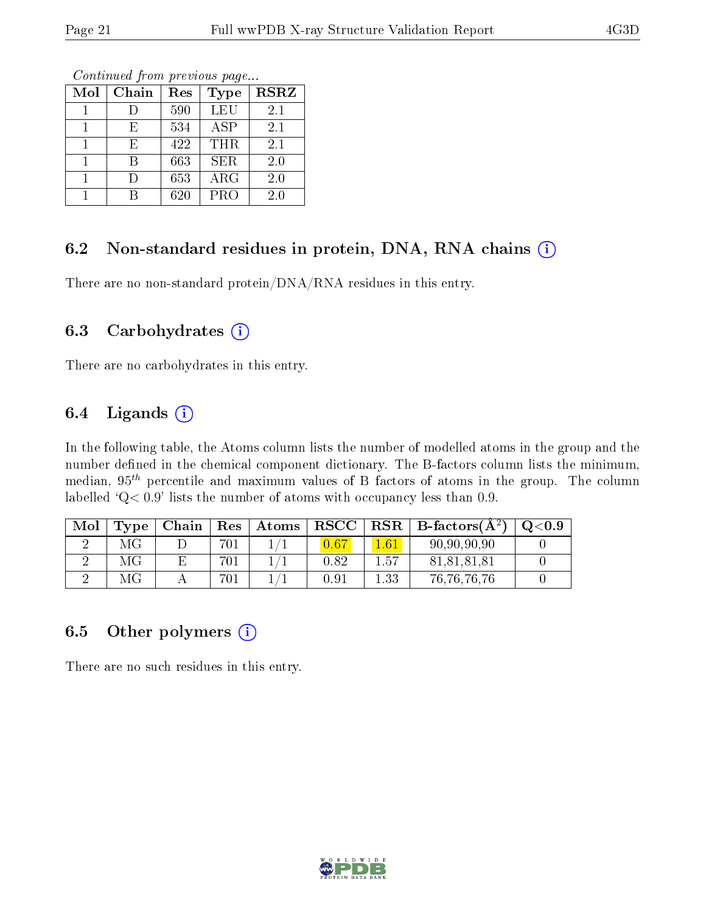*Continued from previous page...*

| Mol | Chain | Res | Type | RSRZ |
|---|---|---|---|---|
| 1 | D | 590 | LEU | 2.1 |
| 1 | E | 534 | ASP | 2.1 |
| 1 | E | 422 | THR | 2.1 |
| 1 | B | 663 | SER | 2.0 |
| 1 | D | 653 | ARG | 2.0 |
| 1 | B | 620 | PRO | 2.0 |

## 6.2 Non-standard residues in protein, DNA, RNA chains

There are no non-standard protein/DNA/RNA residues in this entry.

## 6.3 Carbohydrates

There are no carbohydrates in this entry.

## 6.4 Ligands

In the following table, the Atoms column lists the number of modelled atoms in the group and the number defined in the chemical component dictionary. The B-factors column lists the minimum, median, $95^{th}$ percentile and maximum values of B factors of atoms in the group. The column labelled 'Q< 0.9' lists the number of atoms with occupancy less than 0.9.

| Mol | Type | Chain | Res | Atoms | RSCC | RSR | B-factors($Å^2$) | Q<0.9 |
|---|---|---|---|---|---|---|---|---|
| 2 | MG | D | 701 | 1/1 | 0.67 | 1.61 | 90,90,90,90 | 0 |
| 2 | MG | E | 701 | 1/1 | 0.82 | 1.57 | 81,81,81,81 | 0 |
| 2 | MG | A | 701 | 1/1 | 0.91 | 1.33 | 76,76,76,76 | 0 |

## 6.5 Other polymers

There are no such residues in this entry.